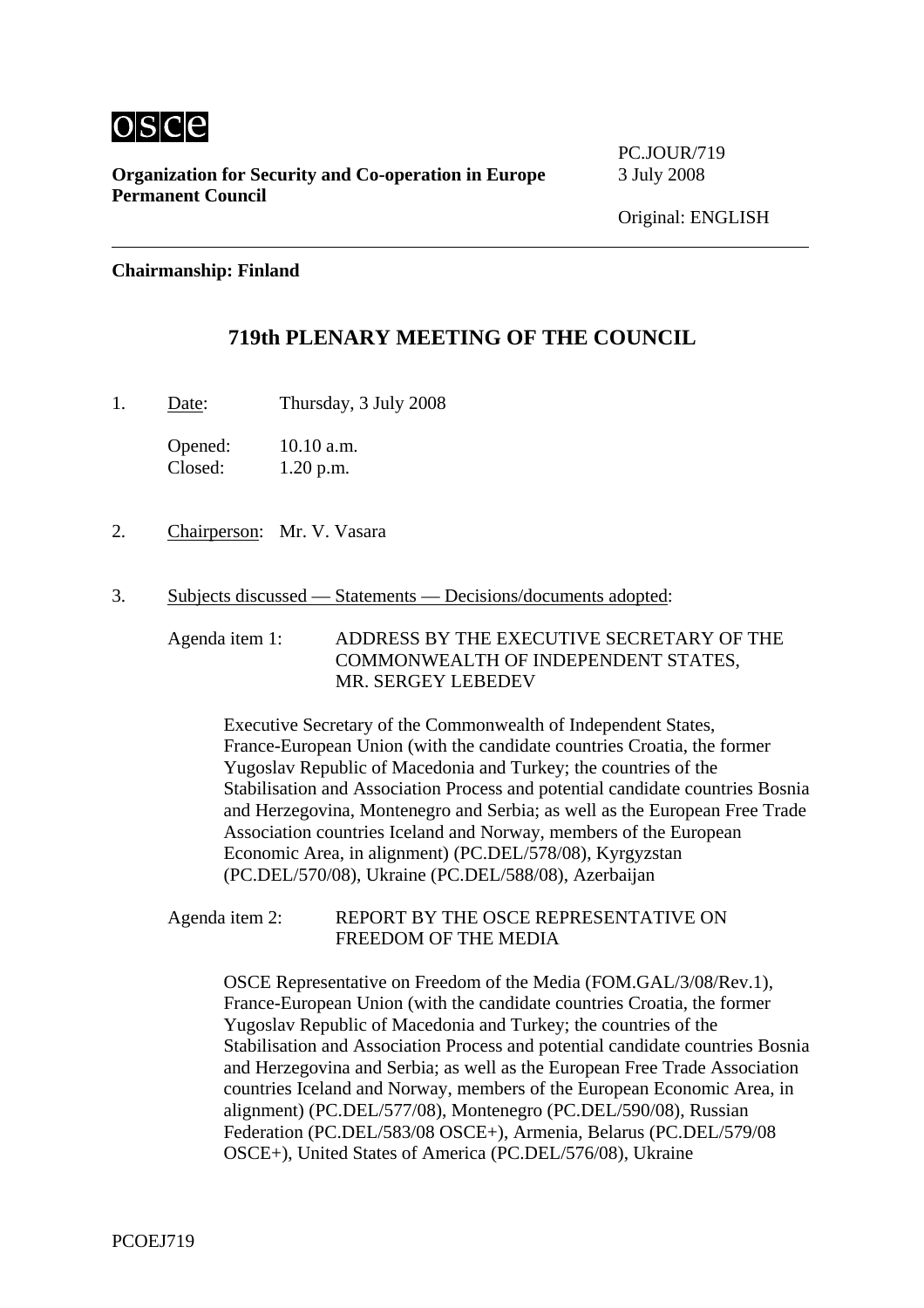OSCE

**Organization for Security and Co-operation in Europe**
**Permanent Council**

PC.JOUR/719
3 July 2008

Original: ENGLISH

---

**Chairmanship: Finland**

## 719th PLENARY MEETING OF THE COUNCIL

1. Date: Thursday, 3 July 2008

   Opened: 10.10 a.m.
   Closed: 1.20 p.m.

2. Chairperson: Mr. V. Vasara

3. Subjects discussed — Statements — Decisions/documents adopted:

   Agenda item 1: ADDRESS BY THE EXECUTIVE SECRETARY OF THE COMMONWEALTH OF INDEPENDENT STATES, MR. SERGEY LEBEDEV

   Executive Secretary of the Commonwealth of Independent States, France-European Union (with the candidate countries Croatia, the former Yugoslav Republic of Macedonia and Turkey; the countries of the Stabilisation and Association Process and potential candidate countries Bosnia and Herzegovina, Montenegro and Serbia; as well as the European Free Trade Association countries Iceland and Norway, members of the European Economic Area, in alignment) (PC.DEL/578/08), Kyrgyzstan (PC.DEL/570/08), Ukraine (PC.DEL/588/08), Azerbaijan

   Agenda item 2: REPORT BY THE OSCE REPRESENTATIVE ON FREEDOM OF THE MEDIA

   OSCE Representative on Freedom of the Media (FOM.GAL/3/08/Rev.1), France-European Union (with the candidate countries Croatia, the former Yugoslav Republic of Macedonia and Turkey; the countries of the Stabilisation and Association Process and potential candidate countries Bosnia and Herzegovina and Serbia; as well as the European Free Trade Association countries Iceland and Norway, members of the European Economic Area, in alignment) (PC.DEL/577/08), Montenegro (PC.DEL/590/08), Russian Federation (PC.DEL/583/08 OSCE+), Armenia, Belarus (PC.DEL/579/08 OSCE+), United States of America (PC.DEL/576/08), Ukraine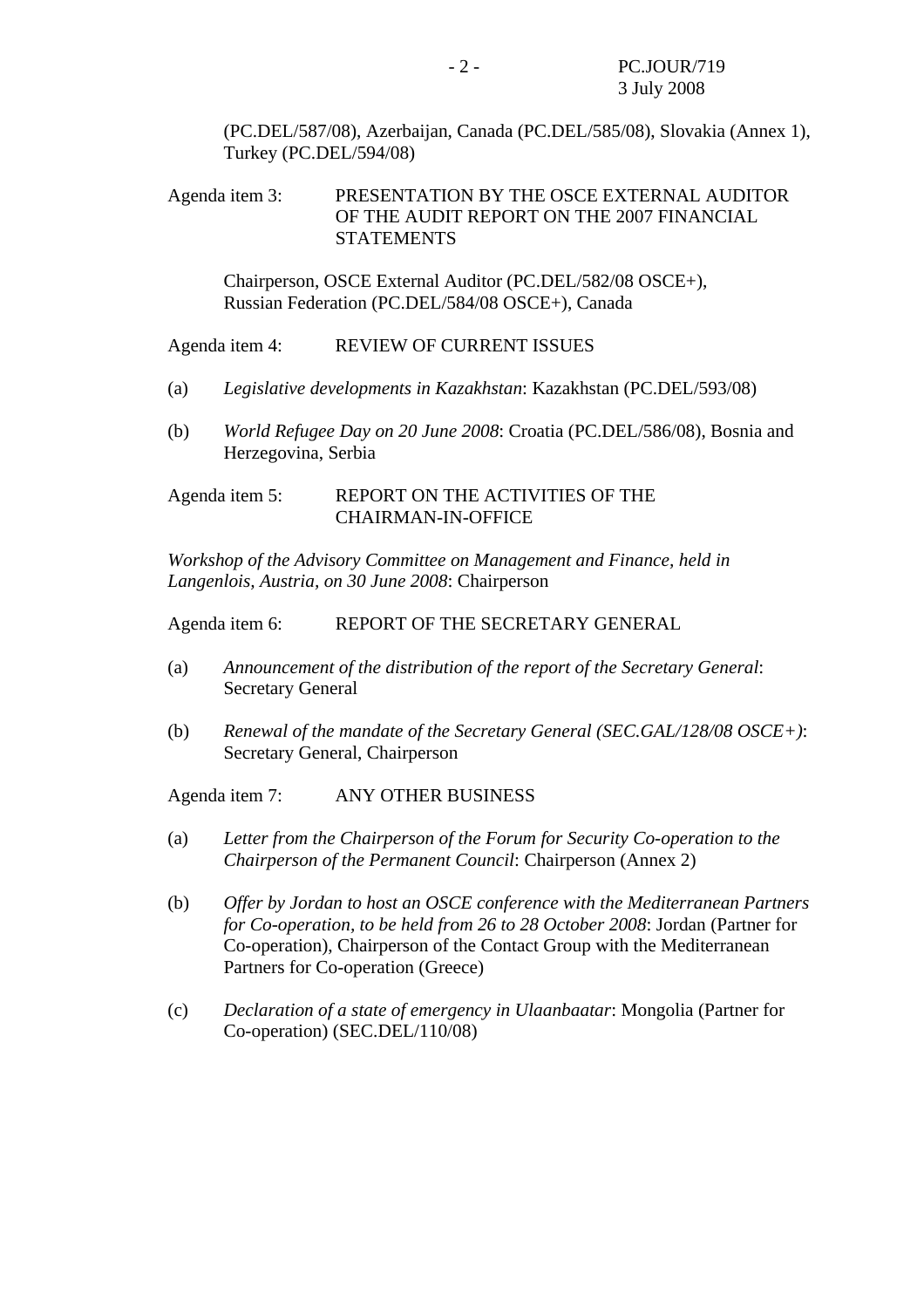(PC.DEL/587/08), Azerbaijan, Canada (PC.DEL/585/08), Slovakia (Annex 1), Turkey (PC.DEL/594/08)

Agenda item 3: PRESENTATION BY THE OSCE EXTERNAL AUDITOR OF THE AUDIT REPORT ON THE 2007 FINANCIAL STATEMENTS

Chairperson, OSCE External Auditor (PC.DEL/582/08 OSCE+), Russian Federation (PC.DEL/584/08 OSCE+), Canada

Agenda item 4: REVIEW OF CURRENT ISSUES

(a) *Legislative developments in Kazakhstan*: Kazakhstan (PC.DEL/593/08)

(b) *World Refugee Day on 20 June 2008*: Croatia (PC.DEL/586/08), Bosnia and Herzegovina, Serbia

Agenda item 5: REPORT ON THE ACTIVITIES OF THE CHAIRMAN-IN-OFFICE

*Workshop of the Advisory Committee on Management and Finance, held in Langenlois, Austria, on 30 June 2008*: Chairperson

Agenda item 6: REPORT OF THE SECRETARY GENERAL

(a) *Announcement of the distribution of the report of the Secretary General*: Secretary General

(b) *Renewal of the mandate of the Secretary General (SEC.GAL/128/08 OSCE+)*: Secretary General, Chairperson

Agenda item 7: ANY OTHER BUSINESS

(a) *Letter from the Chairperson of the Forum for Security Co-operation to the Chairperson of the Permanent Council*: Chairperson (Annex 2)

(b) *Offer by Jordan to host an OSCE conference with the Mediterranean Partners for Co-operation, to be held from 26 to 28 October 2008*: Jordan (Partner for Co-operation), Chairperson of the Contact Group with the Mediterranean Partners for Co-operation (Greece)

(c) *Declaration of a state of emergency in Ulaanbaatar*: Mongolia (Partner for Co-operation) (SEC.DEL/110/08)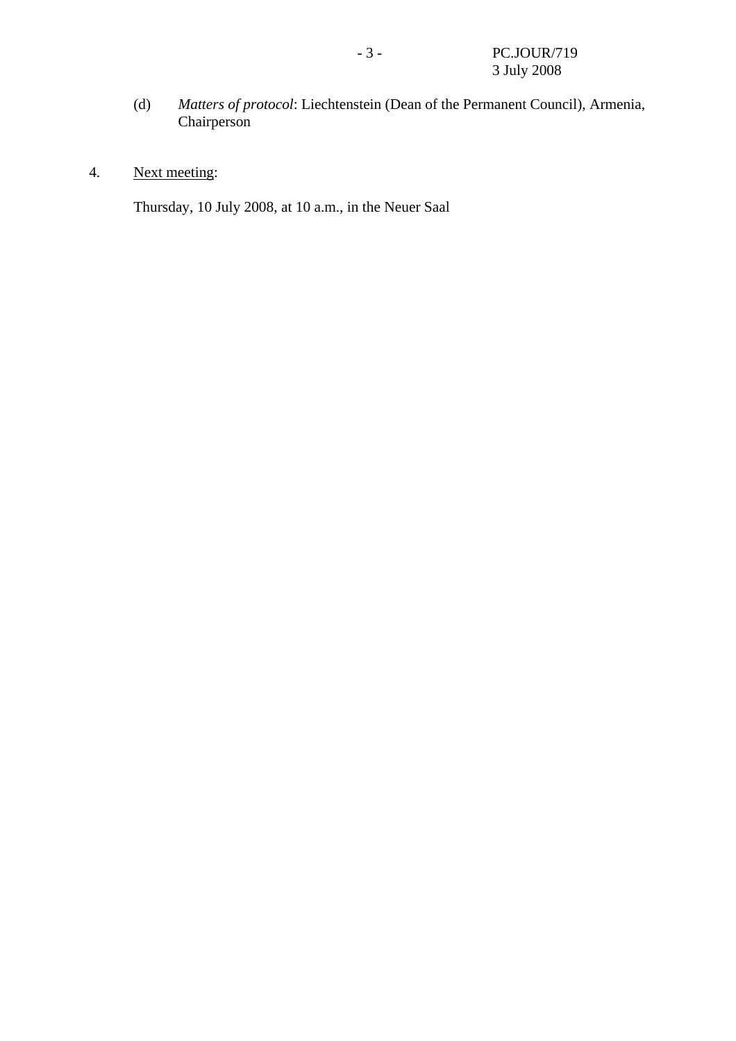(d) *Matters of protocol*: Liechtenstein (Dean of the Permanent Council), Armenia, Chairperson

4. Next meeting:

Thursday, 10 July 2008, at 10 a.m., in the Neuer Saal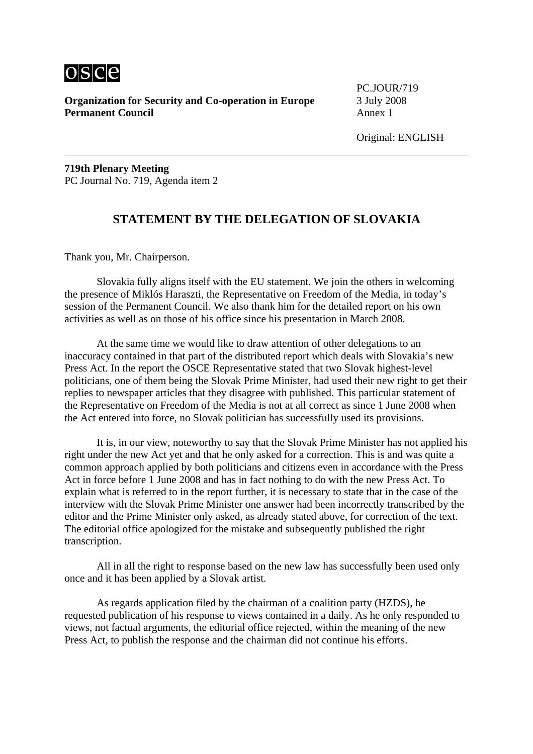osce

**Organization for Security and Co-operation in Europe**
**Permanent Council**

PC.JOUR/719
3 July 2008
Annex 1

Original: ENGLISH

---

**719th Plenary Meeting**
PC Journal No. 719, Agenda item 2

## STATEMENT BY THE DELEGATION OF SLOVAKIA

Thank you, Mr. Chairperson.

Slovakia fully aligns itself with the EU statement. We join the others in welcoming the presence of Miklós Haraszti, the Representative on Freedom of the Media, in today's session of the Permanent Council. We also thank him for the detailed report on his own activities as well as on those of his office since his presentation in March 2008.

At the same time we would like to draw attention of other delegations to an inaccuracy contained in that part of the distributed report which deals with Slovakia's new Press Act. In the report the OSCE Representative stated that two Slovak highest-level politicians, one of them being the Slovak Prime Minister, had used their new right to get their replies to newspaper articles that they disagree with published. This particular statement of the Representative on Freedom of the Media is not at all correct as since 1 June 2008 when the Act entered into force, no Slovak politician has successfully used its provisions.

It is, in our view, noteworthy to say that the Slovak Prime Minister has not applied his right under the new Act yet and that he only asked for a correction. This is and was quite a common approach applied by both politicians and citizens even in accordance with the Press Act in force before 1 June 2008 and has in fact nothing to do with the new Press Act. To explain what is referred to in the report further, it is necessary to state that in the case of the interview with the Slovak Prime Minister one answer had been incorrectly transcribed by the editor and the Prime Minister only asked, as already stated above, for correction of the text. The editorial office apologized for the mistake and subsequently published the right transcription.

All in all the right to response based on the new law has successfully been used only once and it has been applied by a Slovak artist.

As regards application filed by the chairman of a coalition party (HZDS), he requested publication of his response to views contained in a daily. As he only responded to views, not factual arguments, the editorial office rejected, within the meaning of the new Press Act, to publish the response and the chairman did not continue his efforts.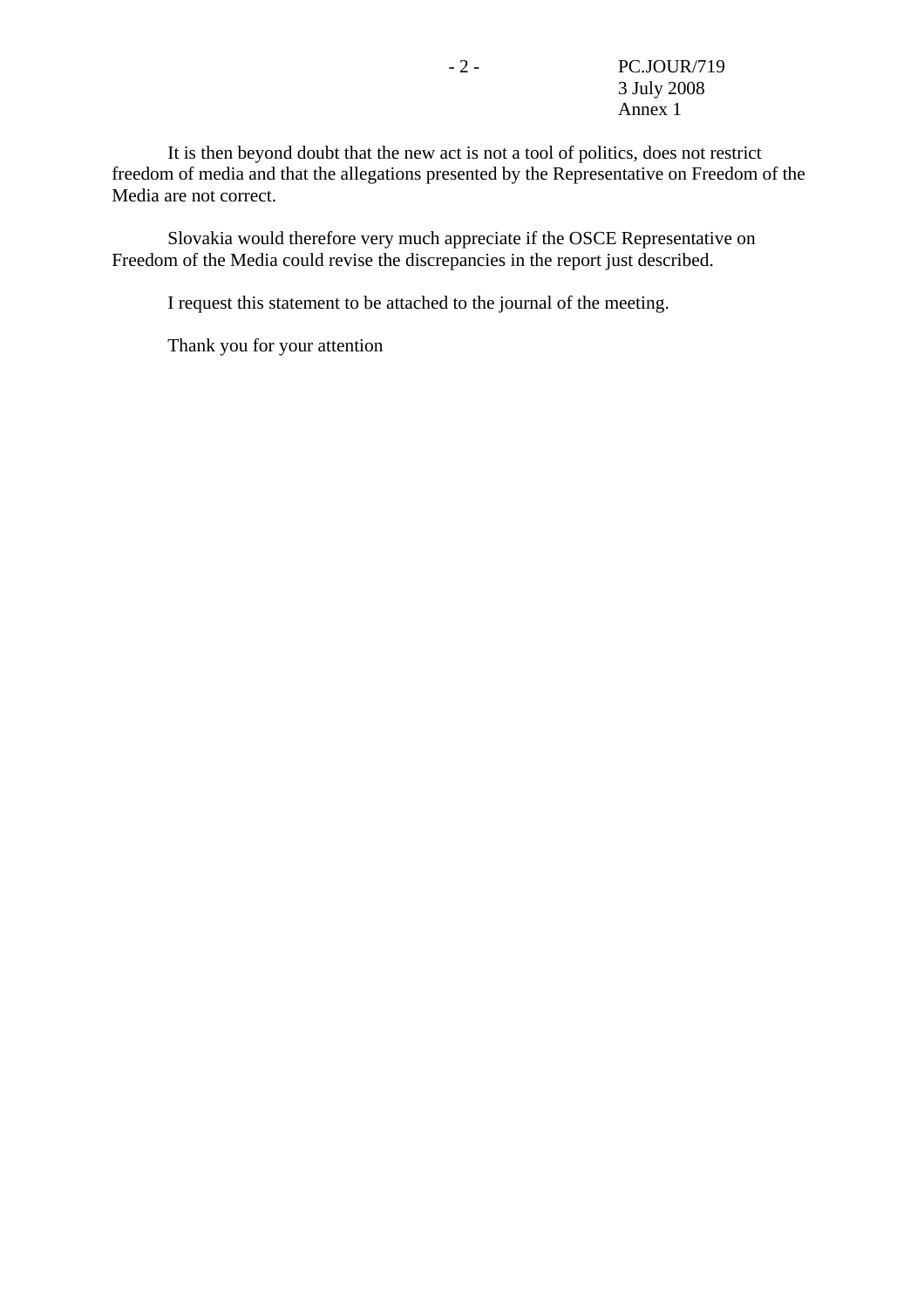It is then beyond doubt that the new act is not a tool of politics, does not restrict freedom of media and that the allegations presented by the Representative on Freedom of the Media are not correct.

Slovakia would therefore very much appreciate if the OSCE Representative on Freedom of the Media could revise the discrepancies in the report just described.

I request this statement to be attached to the journal of the meeting.

Thank you for your attention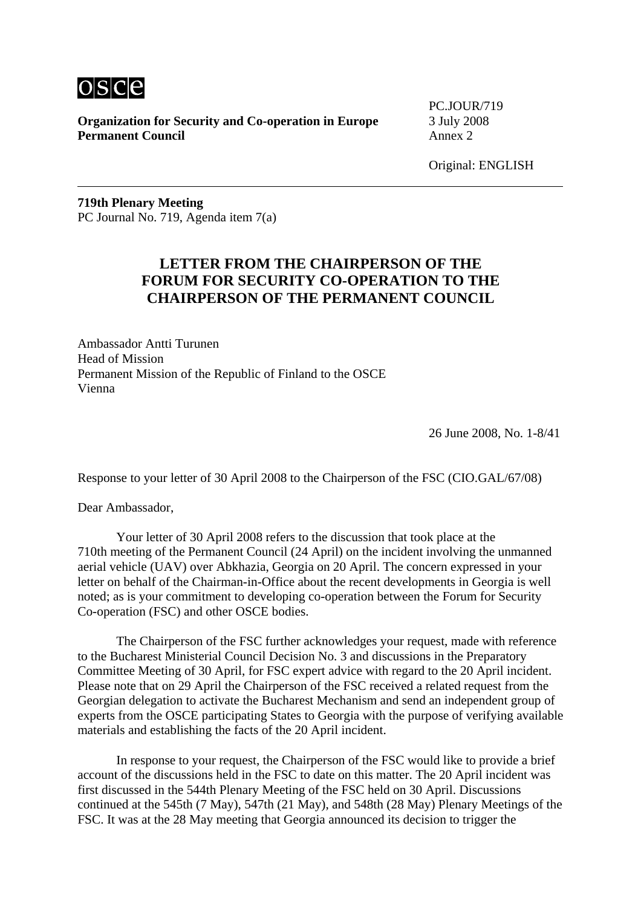**Organization for Security and Co-operation in Europe**
**Permanent Council**

PC.JOUR/719
3 July 2008
Annex 2

Original: ENGLISH

---

**719th Plenary Meeting**
PC Journal No. 719, Agenda item 7(a)

# LETTER FROM THE CHAIRPERSON OF THE FORUM FOR SECURITY CO-OPERATION TO THE CHAIRPERSON OF THE PERMANENT COUNCIL

Ambassador Antti Turunen
Head of Mission
Permanent Mission of the Republic of Finland to the OSCE
Vienna

26 June 2008, No. 1-8/41

Response to your letter of 30 April 2008 to the Chairperson of the FSC (CIO.GAL/67/08)

Dear Ambassador,

Your letter of 30 April 2008 refers to the discussion that took place at the 710th meeting of the Permanent Council (24 April) on the incident involving the unmanned aerial vehicle (UAV) over Abkhazia, Georgia on 20 April. The concern expressed in your letter on behalf of the Chairman-in-Office about the recent developments in Georgia is well noted; as is your commitment to developing co-operation between the Forum for Security Co-operation (FSC) and other OSCE bodies.

The Chairperson of the FSC further acknowledges your request, made with reference to the Bucharest Ministerial Council Decision No. 3 and discussions in the Preparatory Committee Meeting of 30 April, for FSC expert advice with regard to the 20 April incident. Please note that on 29 April the Chairperson of the FSC received a related request from the Georgian delegation to activate the Bucharest Mechanism and send an independent group of experts from the OSCE participating States to Georgia with the purpose of verifying available materials and establishing the facts of the 20 April incident.

In response to your request, the Chairperson of the FSC would like to provide a brief account of the discussions held in the FSC to date on this matter. The 20 April incident was first discussed in the 544th Plenary Meeting of the FSC held on 30 April. Discussions continued at the 545th (7 May), 547th (21 May), and 548th (28 May) Plenary Meetings of the FSC. It was at the 28 May meeting that Georgia announced its decision to trigger the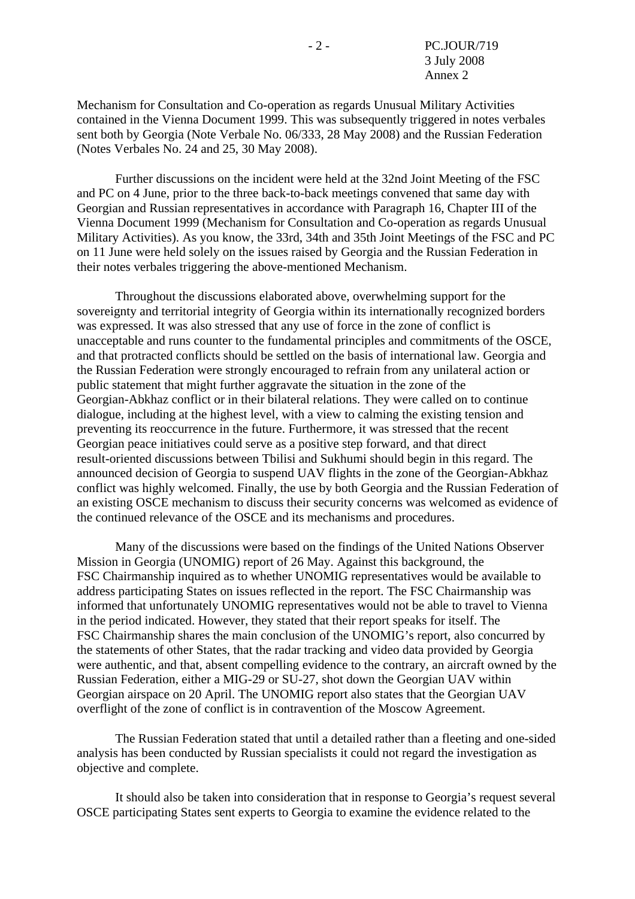Mechanism for Consultation and Co-operation as regards Unusual Military Activities contained in the Vienna Document 1999. This was subsequently triggered in notes verbales sent both by Georgia (Note Verbale No. 06/333, 28 May 2008) and the Russian Federation (Notes Verbales No. 24 and 25, 30 May 2008).

Further discussions on the incident were held at the 32nd Joint Meeting of the FSC and PC on 4 June, prior to the three back-to-back meetings convened that same day with Georgian and Russian representatives in accordance with Paragraph 16, Chapter III of the Vienna Document 1999 (Mechanism for Consultation and Co-operation as regards Unusual Military Activities). As you know, the 33rd, 34th and 35th Joint Meetings of the FSC and PC on 11 June were held solely on the issues raised by Georgia and the Russian Federation in their notes verbales triggering the above-mentioned Mechanism.

Throughout the discussions elaborated above, overwhelming support for the sovereignty and territorial integrity of Georgia within its internationally recognized borders was expressed. It was also stressed that any use of force in the zone of conflict is unacceptable and runs counter to the fundamental principles and commitments of the OSCE, and that protracted conflicts should be settled on the basis of international law. Georgia and the Russian Federation were strongly encouraged to refrain from any unilateral action or public statement that might further aggravate the situation in the zone of the Georgian-Abkhaz conflict or in their bilateral relations. They were called on to continue dialogue, including at the highest level, with a view to calming the existing tension and preventing its reoccurrence in the future. Furthermore, it was stressed that the recent Georgian peace initiatives could serve as a positive step forward, and that direct result-oriented discussions between Tbilisi and Sukhumi should begin in this regard. The announced decision of Georgia to suspend UAV flights in the zone of the Georgian-Abkhaz conflict was highly welcomed. Finally, the use by both Georgia and the Russian Federation of an existing OSCE mechanism to discuss their security concerns was welcomed as evidence of the continued relevance of the OSCE and its mechanisms and procedures.

Many of the discussions were based on the findings of the United Nations Observer Mission in Georgia (UNOMIG) report of 26 May. Against this background, the FSC Chairmanship inquired as to whether UNOMIG representatives would be available to address participating States on issues reflected in the report. The FSC Chairmanship was informed that unfortunately UNOMIG representatives would not be able to travel to Vienna in the period indicated. However, they stated that their report speaks for itself. The FSC Chairmanship shares the main conclusion of the UNOMIG's report, also concurred by the statements of other States, that the radar tracking and video data provided by Georgia were authentic, and that, absent compelling evidence to the contrary, an aircraft owned by the Russian Federation, either a MIG-29 or SU-27, shot down the Georgian UAV within Georgian airspace on 20 April. The UNOMIG report also states that the Georgian UAV overflight of the zone of conflict is in contravention of the Moscow Agreement.

The Russian Federation stated that until a detailed rather than a fleeting and one-sided analysis has been conducted by Russian specialists it could not regard the investigation as objective and complete.

It should also be taken into consideration that in response to Georgia's request several OSCE participating States sent experts to Georgia to examine the evidence related to the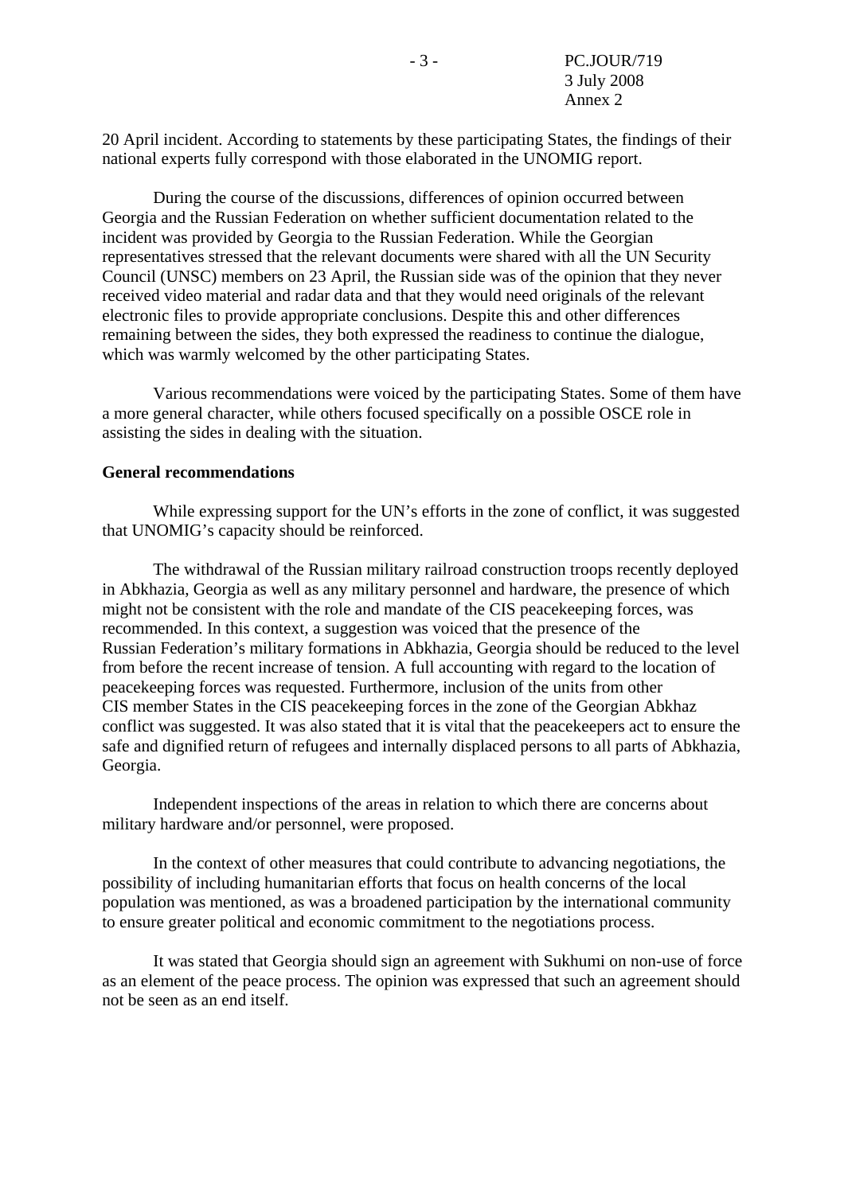20 April incident. According to statements by these participating States, the findings of their national experts fully correspond with those elaborated in the UNOMIG report.

During the course of the discussions, differences of opinion occurred between Georgia and the Russian Federation on whether sufficient documentation related to the incident was provided by Georgia to the Russian Federation. While the Georgian representatives stressed that the relevant documents were shared with all the UN Security Council (UNSC) members on 23 April, the Russian side was of the opinion that they never received video material and radar data and that they would need originals of the relevant electronic files to provide appropriate conclusions. Despite this and other differences remaining between the sides, they both expressed the readiness to continue the dialogue, which was warmly welcomed by the other participating States.

Various recommendations were voiced by the participating States. Some of them have a more general character, while others focused specifically on a possible OSCE role in assisting the sides in dealing with the situation.

**General recommendations**

While expressing support for the UN's efforts in the zone of conflict, it was suggested that UNOMIG's capacity should be reinforced.

The withdrawal of the Russian military railroad construction troops recently deployed in Abkhazia, Georgia as well as any military personnel and hardware, the presence of which might not be consistent with the role and mandate of the CIS peacekeeping forces, was recommended. In this context, a suggestion was voiced that the presence of the Russian Federation's military formations in Abkhazia, Georgia should be reduced to the level from before the recent increase of tension. A full accounting with regard to the location of peacekeeping forces was requested. Furthermore, inclusion of the units from other CIS member States in the CIS peacekeeping forces in the zone of the Georgian Abkhaz conflict was suggested. It was also stated that it is vital that the peacekeepers act to ensure the safe and dignified return of refugees and internally displaced persons to all parts of Abkhazia, Georgia.

Independent inspections of the areas in relation to which there are concerns about military hardware and/or personnel, were proposed.

In the context of other measures that could contribute to advancing negotiations, the possibility of including humanitarian efforts that focus on health concerns of the local population was mentioned, as was a broadened participation by the international community to ensure greater political and economic commitment to the negotiations process.

It was stated that Georgia should sign an agreement with Sukhumi on non-use of force as an element of the peace process. The opinion was expressed that such an agreement should not be seen as an end itself.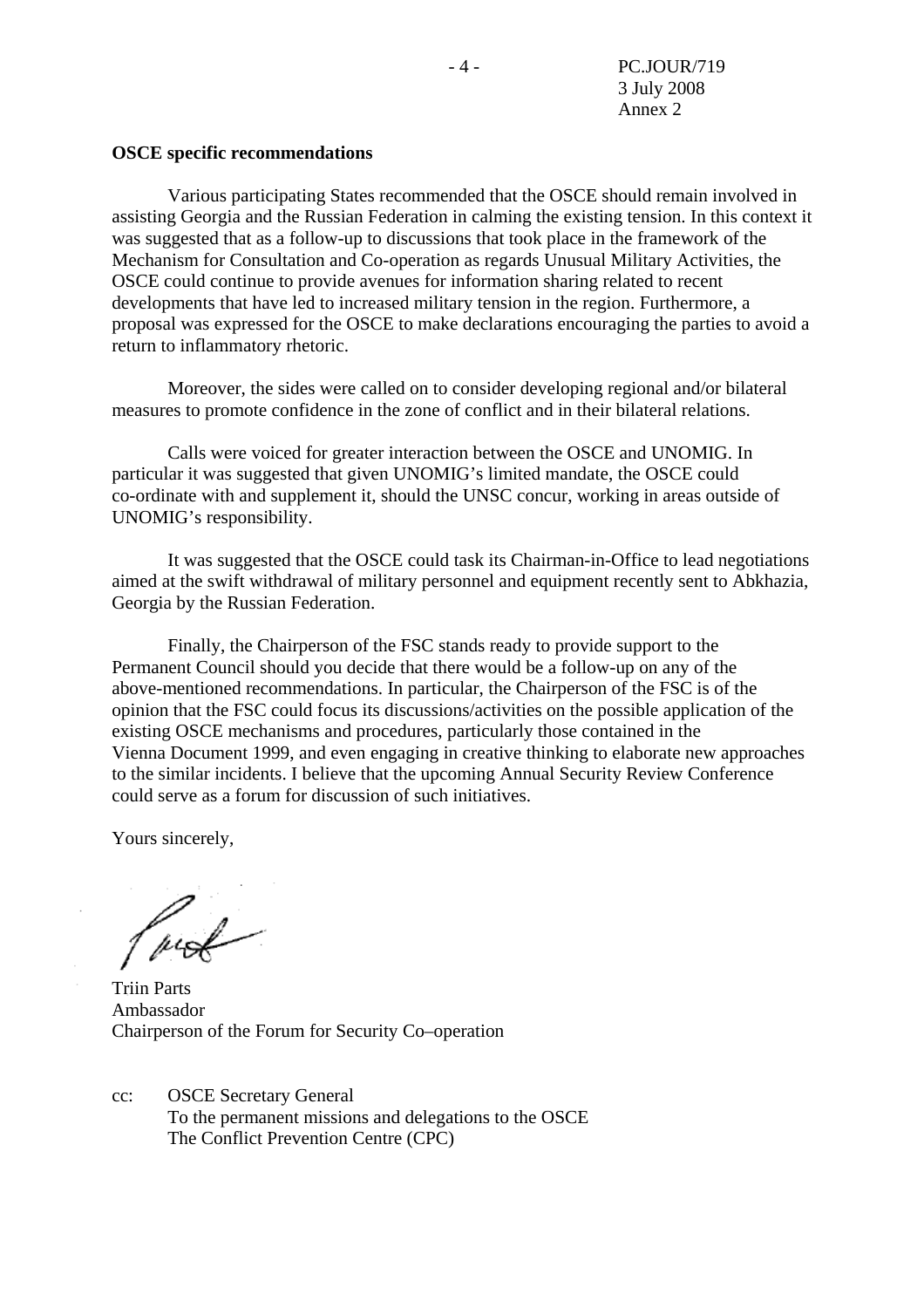**OSCE specific recommendations**

Various participating States recommended that the OSCE should remain involved in assisting Georgia and the Russian Federation in calming the existing tension. In this context it was suggested that as a follow-up to discussions that took place in the framework of the Mechanism for Consultation and Co-operation as regards Unusual Military Activities, the OSCE could continue to provide avenues for information sharing related to recent developments that have led to increased military tension in the region. Furthermore, a proposal was expressed for the OSCE to make declarations encouraging the parties to avoid a return to inflammatory rhetoric.

Moreover, the sides were called on to consider developing regional and/or bilateral measures to promote confidence in the zone of conflict and in their bilateral relations.

Calls were voiced for greater interaction between the OSCE and UNOMIG. In particular it was suggested that given UNOMIG's limited mandate, the OSCE could co-ordinate with and supplement it, should the UNSC concur, working in areas outside of UNOMIG's responsibility.

It was suggested that the OSCE could task its Chairman-in-Office to lead negotiations aimed at the swift withdrawal of military personnel and equipment recently sent to Abkhazia, Georgia by the Russian Federation.

Finally, the Chairperson of the FSC stands ready to provide support to the Permanent Council should you decide that there would be a follow-up on any of the above-mentioned recommendations. In particular, the Chairperson of the FSC is of the opinion that the FSC could focus its discussions/activities on the possible application of the existing OSCE mechanisms and procedures, particularly those contained in the Vienna Document 1999, and even engaging in creative thinking to elaborate new approaches to the similar incidents. I believe that the upcoming Annual Security Review Conference could serve as a forum for discussion of such initiatives.

Yours sincerely,

Triin Parts
Ambassador
Chairperson of the Forum for Security Co–operation

cc: OSCE Secretary General
To the permanent missions and delegations to the OSCE
The Conflict Prevention Centre (CPC)